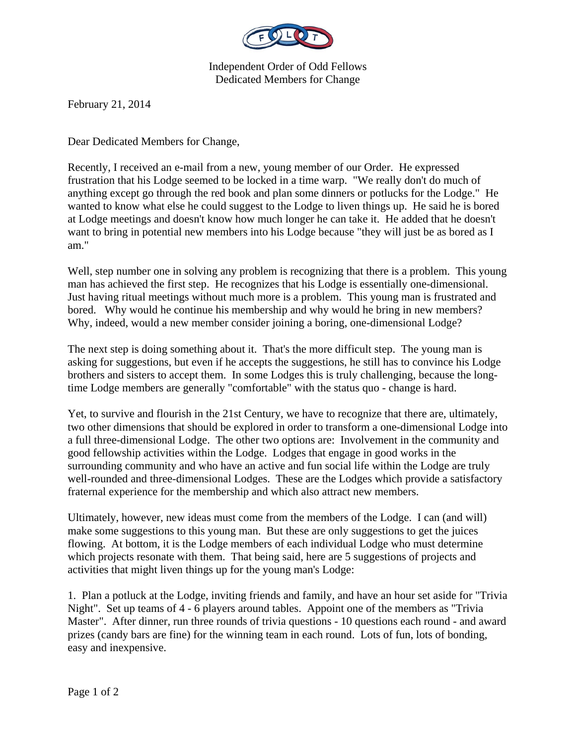Independent Order of Odd Fellows
Dedicated Members for Change

February 21, 2014

Dear Dedicated Members for Change,

Recently, I received an e-mail from a new, young member of our Order. He expressed frustration that his Lodge seemed to be locked in a time warp. "We really don't do much of anything except go through the red book and plan some dinners or potlucks for the Lodge." He wanted to know what else he could suggest to the Lodge to liven things up. He said he is bored at Lodge meetings and doesn't know how much longer he can take it. He added that he doesn't want to bring in potential new members into his Lodge because "they will just be as bored as I am."

Well, step number one in solving any problem is recognizing that there is a problem. This young man has achieved the first step. He recognizes that his Lodge is essentially one-dimensional. Just having ritual meetings without much more is a problem. This young man is frustrated and bored. Why would he continue his membership and why would he bring in new members? Why, indeed, would a new member consider joining a boring, one-dimensional Lodge?

The next step is doing something about it. That's the more difficult step. The young man is asking for suggestions, but even if he accepts the suggestions, he still has to convince his Lodge brothers and sisters to accept them. In some Lodges this is truly challenging, because the long-time Lodge members are generally "comfortable" with the status quo - change is hard.

Yet, to survive and flourish in the 21st Century, we have to recognize that there are, ultimately, two other dimensions that should be explored in order to transform a one-dimensional Lodge into a full three-dimensional Lodge. The other two options are: Involvement in the community and good fellowship activities within the Lodge. Lodges that engage in good works in the surrounding community and who have an active and fun social life within the Lodge are truly well-rounded and three-dimensional Lodges. These are the Lodges which provide a satisfactory fraternal experience for the membership and which also attract new members.

Ultimately, however, new ideas must come from the members of the Lodge. I can (and will) make some suggestions to this young man. But these are only suggestions to get the juices flowing. At bottom, it is the Lodge members of each individual Lodge who must determine which projects resonate with them. That being said, here are 5 suggestions of projects and activities that might liven things up for the young man's Lodge:

1. Plan a potluck at the Lodge, inviting friends and family, and have an hour set aside for "Trivia Night". Set up teams of 4 - 6 players around tables. Appoint one of the members as "Trivia Master". After dinner, run three rounds of trivia questions - 10 questions each round - and award prizes (candy bars are fine) for the winning team in each round. Lots of fun, lots of bonding, easy and inexpensive.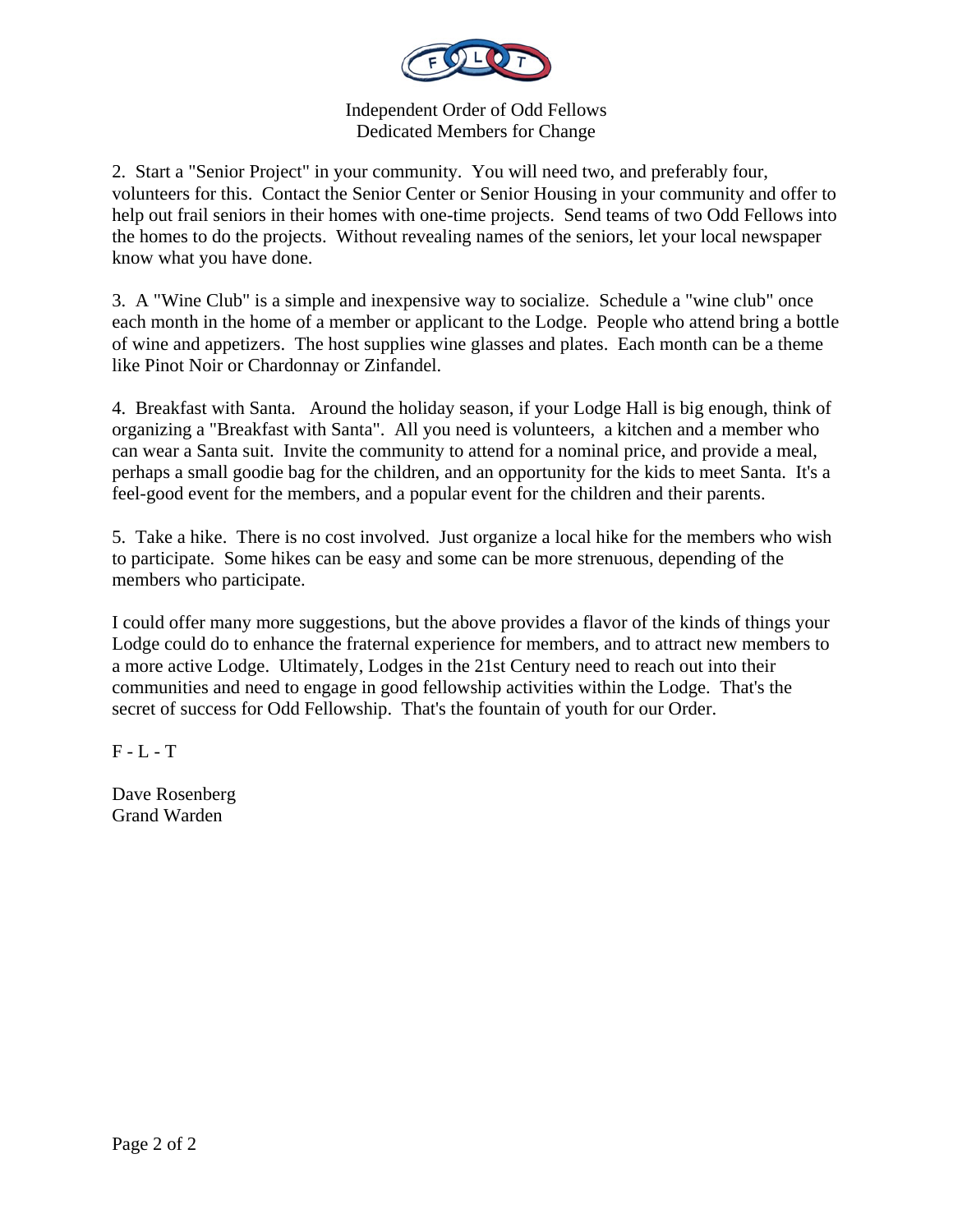Independent Order of Odd Fellows
Dedicated Members for Change

2. Start a "Senior Project" in your community. You will need two, and preferably four, volunteers for this. Contact the Senior Center or Senior Housing in your community and offer to help out frail seniors in their homes with one-time projects. Send teams of two Odd Fellows into the homes to do the projects. Without revealing names of the seniors, let your local newspaper know what you have done.

3. A "Wine Club" is a simple and inexpensive way to socialize. Schedule a "wine club" once each month in the home of a member or applicant to the Lodge. People who attend bring a bottle of wine and appetizers. The host supplies wine glasses and plates. Each month can be a theme like Pinot Noir or Chardonnay or Zinfandel.

4. Breakfast with Santa. Around the holiday season, if your Lodge Hall is big enough, think of organizing a "Breakfast with Santa". All you need is volunteers, a kitchen and a member who can wear a Santa suit. Invite the community to attend for a nominal price, and provide a meal, perhaps a small goodie bag for the children, and an opportunity for the kids to meet Santa. It's a feel-good event for the members, and a popular event for the children and their parents.

5. Take a hike. There is no cost involved. Just organize a local hike for the members who wish to participate. Some hikes can be easy and some can be more strenuous, depending of the members who participate.

I could offer many more suggestions, but the above provides a flavor of the kinds of things your Lodge could do to enhance the fraternal experience for members, and to attract new members to a more active Lodge. Ultimately, Lodges in the 21st Century need to reach out into their communities and need to engage in good fellowship activities within the Lodge. That's the secret of success for Odd Fellowship. That's the fountain of youth for our Order.

F - L - T

Dave Rosenberg
Grand Warden